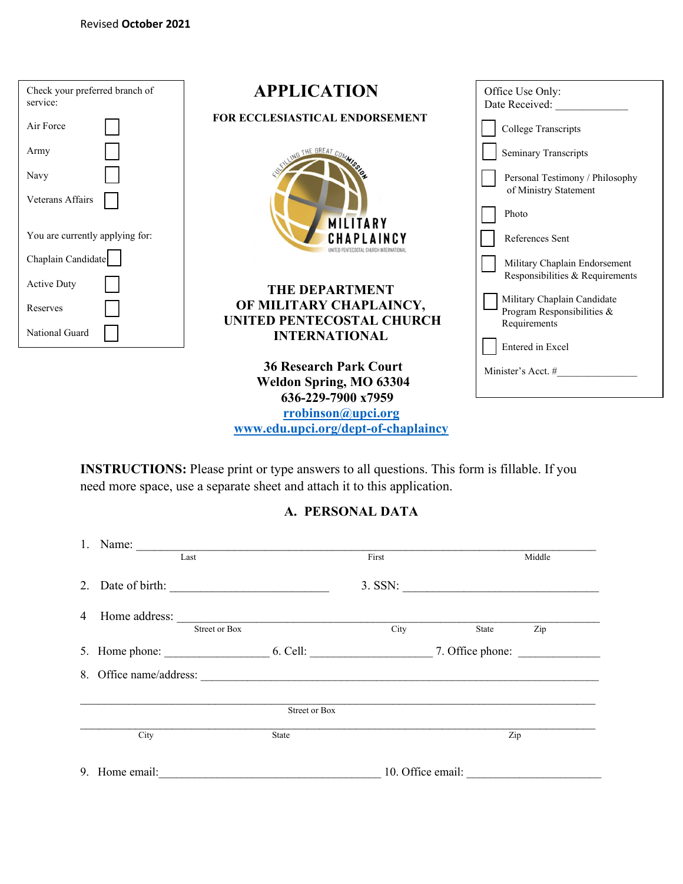Revised **October 2021**

Check your preferred branch of service:

- Air Force ☐
- Army ☐
- Navy ☐
- Veterans Affairs ☐

You are currently applying for:

- Chaplain Candidate ☐
- Active Duty ☐
- Reserves ☐
- National Guard ☐

# APPLICATION

**FOR ECCLESIASTICAL ENDORSEMENT**

FULFILLING THE GREAT COMMISSION
MILITARY CHAPLAINCY
UNITED PENTECOSTAL CHURCH INTERNATIONAL

**THE DEPARTMENT OF MILITARY CHAPLAINCY, UNITED PENTECOSTAL CHURCH INTERNATIONAL**

**36 Research Park Court**
**Weldon Spring, MO 63304**
**636-229-7900 x7959**
**rrobinson@upci.org**
**www.edu.upci.org/dept-of-chaplaincy**

Office Use Only:
Date Received: _____________

- ☐ College Transcripts
- ☐ Seminary Transcripts
- ☐ Personal Testimony / Philosophy of Ministry Statement
- ☐ Photo
- ☐ References Sent
- ☐ Military Chaplain Endorsement Responsibilities & Requirements
- ☐ Military Chaplain Candidate Program Responsibilities & Requirements
- ☐ Entered in Excel

Minister's Acct. #_______________

**INSTRUCTIONS:** Please print or type answers to all questions. This form is fillable. If you need more space, use a separate sheet and attach it to this application.

## A. PERSONAL DATA

1. Name: ______________________________________________________________
   Last First Middle

2. Date of birth: __________________________ 3. SSN: ________________________________

4 Home address: ______________________________________________________________
   Street or Box City State Zip

5. Home phone: _________________ 6. Cell: ____________________ 7. Office phone: _____________

8. Office name/address: ______________________________________________________________

______________________________________________________________________________
Street or Box

______________________________________________________________________________
City State Zip

9. Home email:_____________________________________ 10. Office email: ______________________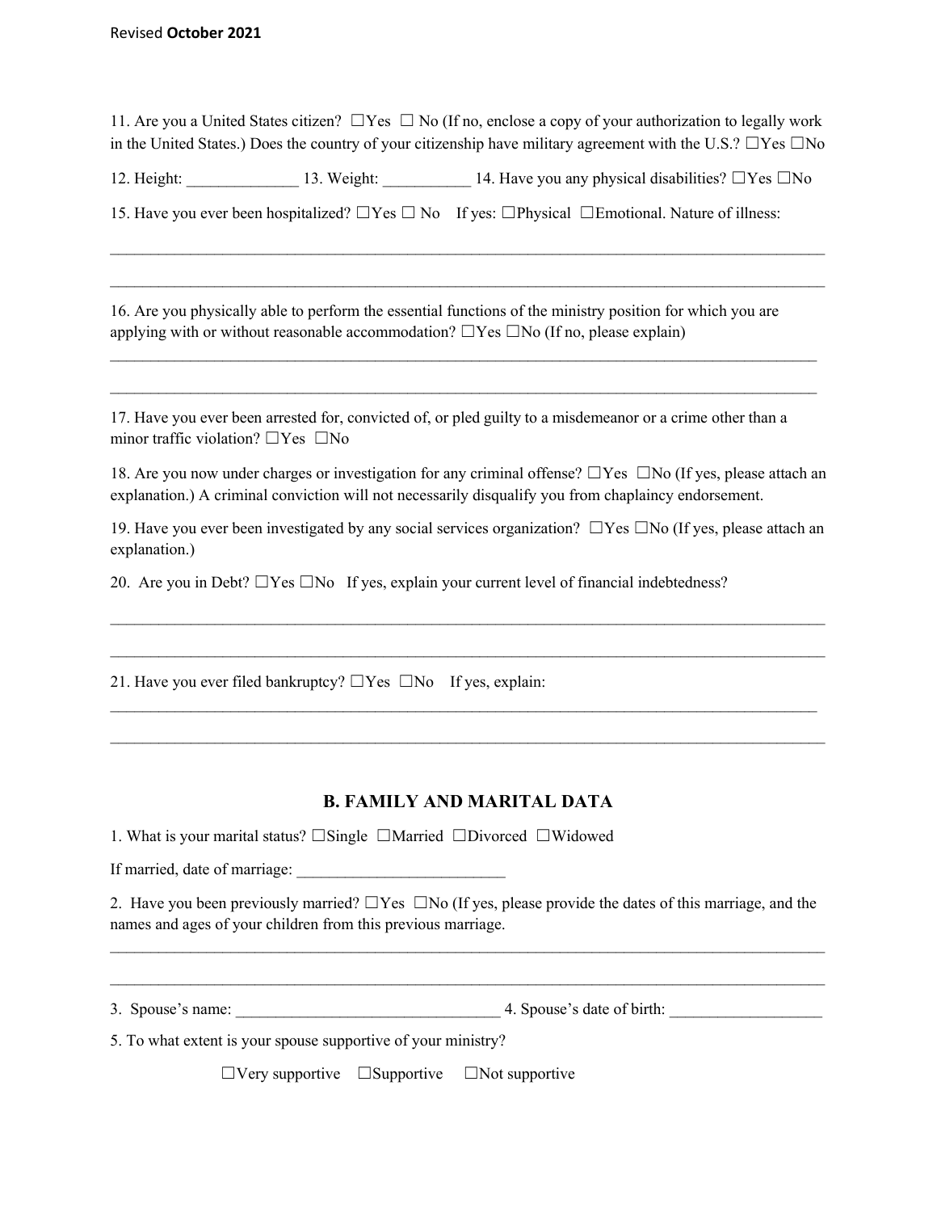11. Are you a United States citizen? ☐Yes ☐ No (If no, enclose a copy of your authorization to legally work in the United States.) Does the country of your citizenship have military agreement with the U.S.? ☐Yes ☐No

12. Height: ______________ 13. Weight: ___________ 14. Have you any physical disabilities? ☐Yes ☐No

15. Have you ever been hospitalized? ☐Yes ☐ No If yes: ☐Physical ☐Emotional. Nature of illness:

_____________________________________________________________________________________

_____________________________________________________________________________________

16. Are you physically able to perform the essential functions of the ministry position for which you are applying with or without reasonable accommodation? ☐Yes ☐No (If no, please explain)

_____________________________________________________________________________________

_____________________________________________________________________________________

17. Have you ever been arrested for, convicted of, or pled guilty to a misdemeanor or a crime other than a minor traffic violation? ☐Yes ☐No

18. Are you now under charges or investigation for any criminal offense? ☐Yes ☐No (If yes, please attach an explanation.) A criminal conviction will not necessarily disqualify you from chaplaincy endorsement.

19. Have you ever been investigated by any social services organization? ☐Yes ☐No (If yes, please attach an explanation.)

20. Are you in Debt? ☐Yes ☐No If yes, explain your current level of financial indebtedness?

_____________________________________________________________________________________

_____________________________________________________________________________________

21. Have you ever filed bankruptcy? ☐Yes ☐No If yes, explain:

_____________________________________________________________________________________

_____________________________________________________________________________________

## B. FAMILY AND MARITAL DATA

1. What is your marital status? ☐Single ☐Married ☐Divorced ☐Widowed

If married, date of marriage: __________________________

2. Have you been previously married? ☐Yes ☐No (If yes, please provide the dates of this marriage, and the names and ages of your children from this previous marriage.

_____________________________________________________________________________________

_____________________________________________________________________________________

3. Spouse's name: _________________________________ 4. Spouse's date of birth: ___________________

5. To what extent is your spouse supportive of your ministry?

☐Very supportive ☐Supportive ☐Not supportive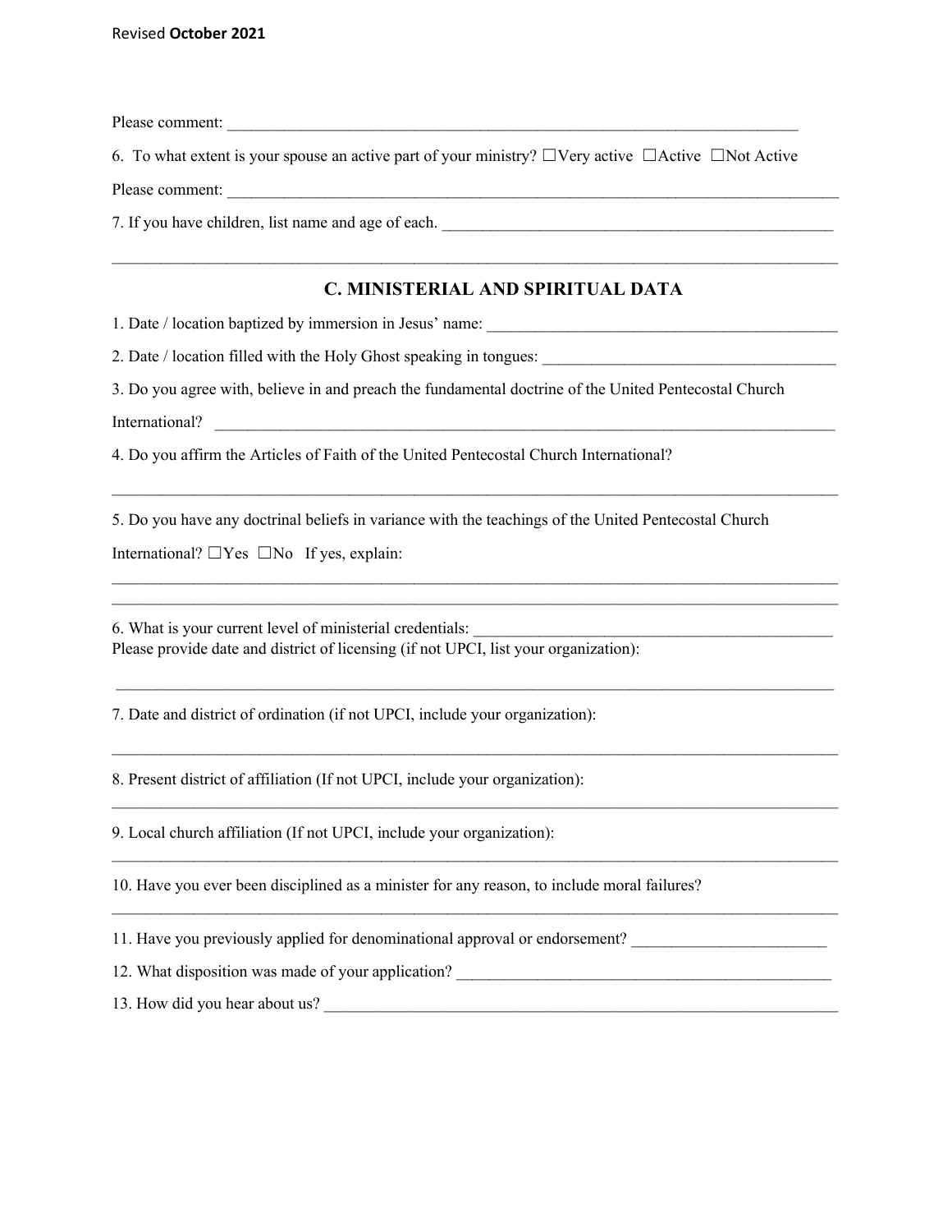Please comment: ___________________________________________________________________________

6. To what extent is your spouse an active part of your ministry? ☐Very active ☐Active ☐Not Active

Please comment: ___________________________________________________________________________

7. If you have children, list name and age of each. ___________________________________________________

______________________________________________________________________________________________

## C. MINISTERIAL AND SPIRITUAL DATA

1. Date / location baptized by immersion in Jesus' name: _____________________________________________

2. Date / location filled with the Holy Ghost speaking in tongues: _______________________________________

3. Do you agree with, believe in and preach the fundamental doctrine of the United Pentecostal Church International? ____________________________________________________________________________

4. Do you affirm the Articles of Faith of the United Pentecostal Church International?

______________________________________________________________________________________________

5. Do you have any doctrinal beliefs in variance with the teachings of the United Pentecostal Church International? ☐Yes ☐No If yes, explain:

______________________________________________________________________________________________

______________________________________________________________________________________________

6. What is your current level of ministerial credentials: _______________________________________________

Please provide date and district of licensing (if not UPCI, list your organization):

______________________________________________________________________________________________

7. Date and district of ordination (if not UPCI, include your organization):

______________________________________________________________________________________________

8. Present district of affiliation (If not UPCI, include your organization):

______________________________________________________________________________________________

9. Local church affiliation (If not UPCI, include your organization):

______________________________________________________________________________________________

10. Have you ever been disciplined as a minister for any reason, to include moral failures?

______________________________________________________________________________________________

11. Have you previously applied for denominational approval or endorsement? ________________________

12. What disposition was made of your application? _______________________________________________

13. How did you hear about us? ___________________________________________________________________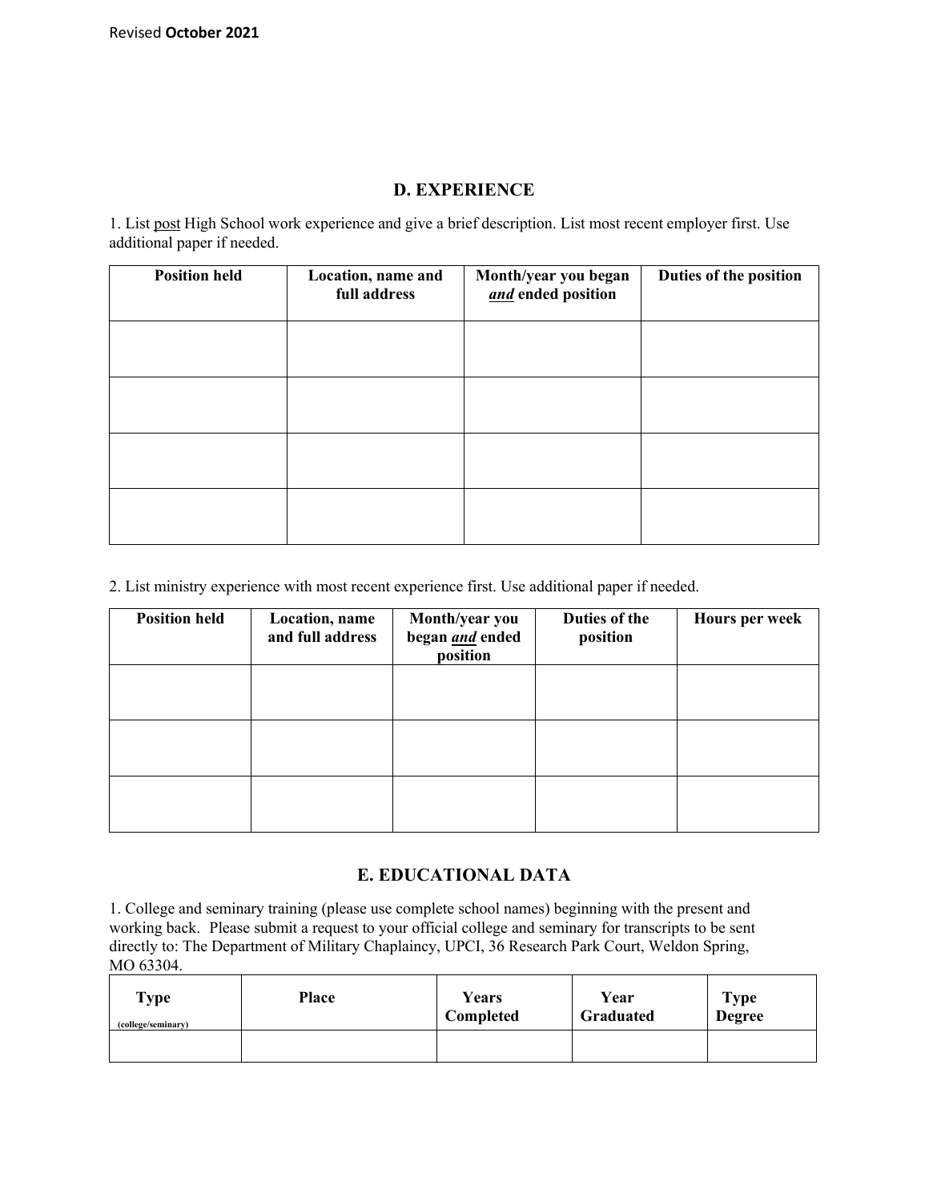## D. EXPERIENCE

1. List post High School work experience and give a brief description. List most recent employer first. Use additional paper if needed.

| Position held | Location, name and full address | Month/year you began *and* ended position | Duties of the position |
|---|---|---|---|
| | | | |
| | | | |
| | | | |
| | | | |

2. List ministry experience with most recent experience first. Use additional paper if needed.

| Position held | Location, name and full address | Month/year you began *and* ended position | Duties of the position | Hours per week |
|---|---|---|---|---|
| | | | | |
| | | | | |
| | | | | |

## E. EDUCATIONAL DATA

1. College and seminary training (please use complete school names) beginning with the present and working back. Please submit a request to your official college and seminary for transcripts to be sent directly to: The Department of Military Chaplaincy, UPCI, 36 Research Park Court, Weldon Spring, MO 63304.

| Type (college/seminary) | Place | Years Completed | Year Graduated | Type Degree |
|---|---|---|---|---|
| | | | | |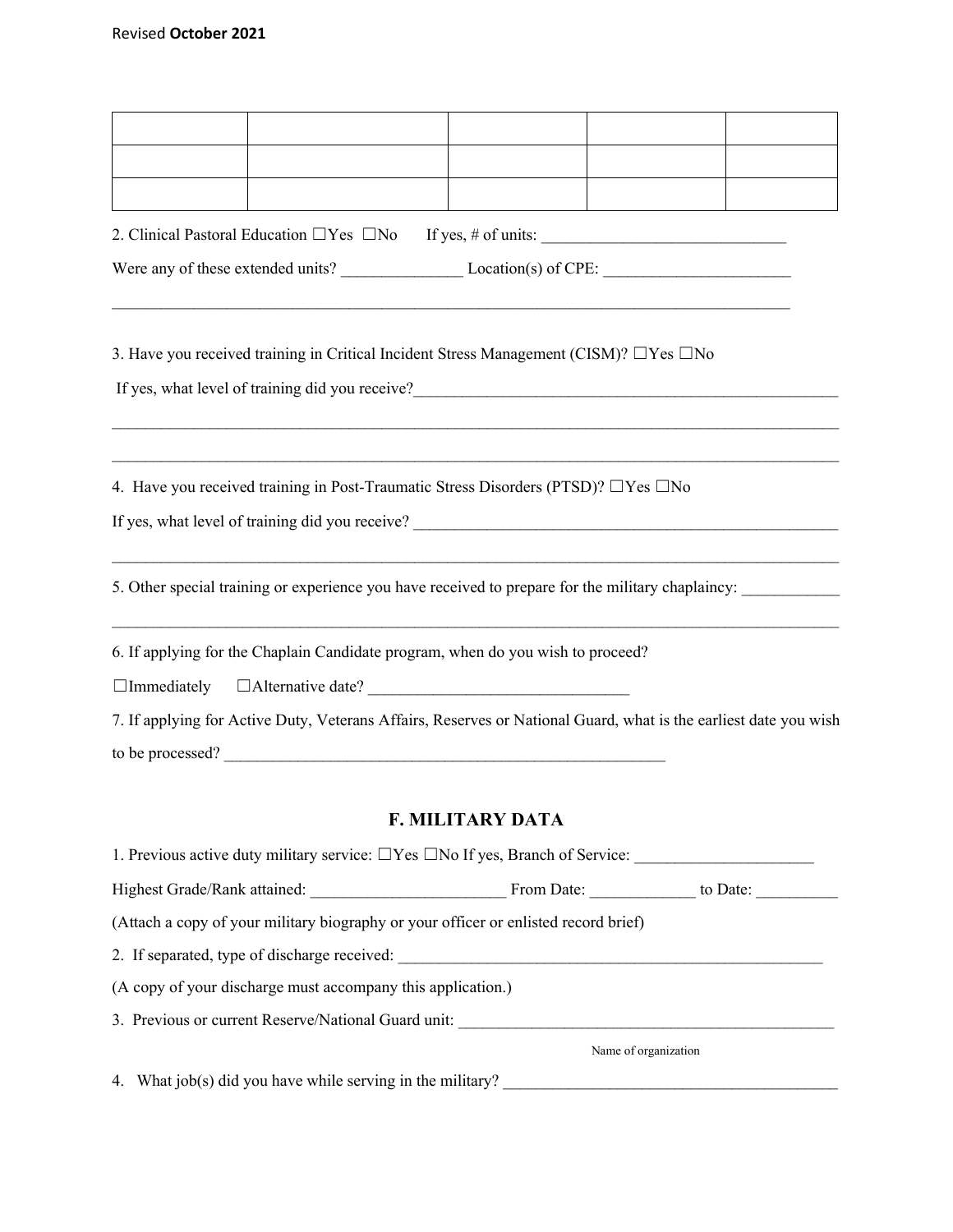|  |  |  |  |  |
| --- | --- | --- | --- | --- |
|  |  |  |  |  |
|  |  |  |  |  |
|  |  |  |  |  |

2. Clinical Pastoral Education ☐Yes ☐No If yes, # of units: ______________________________

Were any of these extended units? _______________ Location(s) of CPE: _______________________

_____________________________________________________________________________________

3. Have you received training in Critical Incident Stress Management (CISM)? ☐Yes ☐No

If yes, what level of training did you receive?_______________________________________________________

_____________________________________________________________________________________

_____________________________________________________________________________________

4. Have you received training in Post-Traumatic Stress Disorders (PTSD)? ☐Yes ☐No

If yes, what level of training did you receive? ______________________________________________________

_____________________________________________________________________________________

5. Other special training or experience you have received to prepare for the military chaplaincy: ____________

_____________________________________________________________________________________

6. If applying for the Chaplain Candidate program, when do you wish to proceed?

☐Immediately ☐Alternative date? ________________________________

7. If applying for Active Duty, Veterans Affairs, Reserves or National Guard, what is the earliest date you wish to be processed? _______________________________________________________

## F. MILITARY DATA

1. Previous active duty military service: ☐Yes ☐No If yes, Branch of Service: ______________________

Highest Grade/Rank attained: ________________________ From Date: _____________ to Date: __________

(Attach a copy of your military biography or your officer or enlisted record brief)

2. If separated, type of discharge received: ______________________________________________________

(A copy of your discharge must accompany this application.)

3. Previous or current Reserve/National Guard unit: ________________________________________________

Name of organization

4. What job(s) did you have while serving in the military? __________________________________________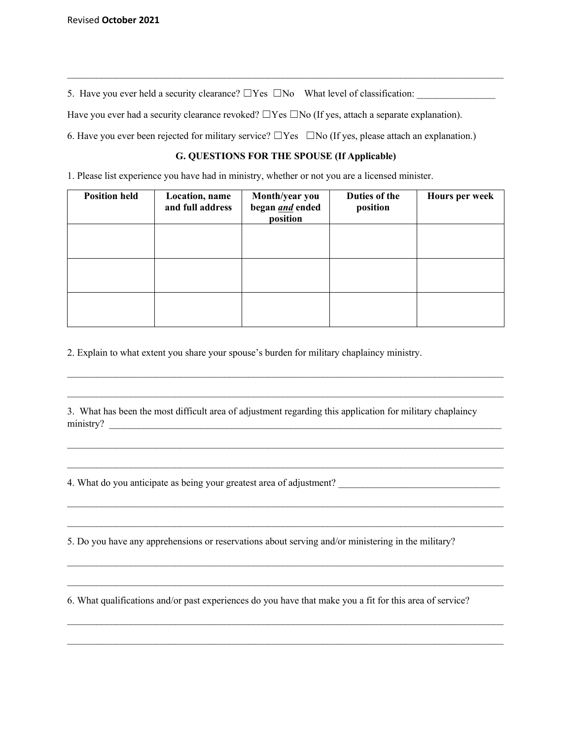_______________________________________________________________________________________

5. Have you ever held a security clearance? ☐Yes ☐No What level of classification: ________________

Have you ever had a security clearance revoked? ☐Yes ☐No (If yes, attach a separate explanation).

6. Have you ever been rejected for military service? ☐Yes ☐No (If yes, please attach an explanation.)

### G. QUESTIONS FOR THE SPOUSE (If Applicable)

1. Please list experience you have had in ministry, whether or not you are a licensed minister.

| Position held | Location, name and full address | Month/year you began *and* ended position | Duties of the position | Hours per week |
|---|---|---|---|---|
| | | | | |
| | | | | |
| | | | | |

2. Explain to what extent you share your spouse's burden for military chaplaincy ministry.

_______________________________________________________________________________________

_______________________________________________________________________________________

3. What has been the most difficult area of adjustment regarding this application for military chaplaincy ministry? ____________________________________________________________________________

_______________________________________________________________________________________

_______________________________________________________________________________________

4. What do you anticipate as being your greatest area of adjustment? ________________________________

_______________________________________________________________________________________

_______________________________________________________________________________________

5. Do you have any apprehensions or reservations about serving and/or ministering in the military?

_______________________________________________________________________________________

_______________________________________________________________________________________

6. What qualifications and/or past experiences do you have that make you a fit for this area of service?

_______________________________________________________________________________________

_______________________________________________________________________________________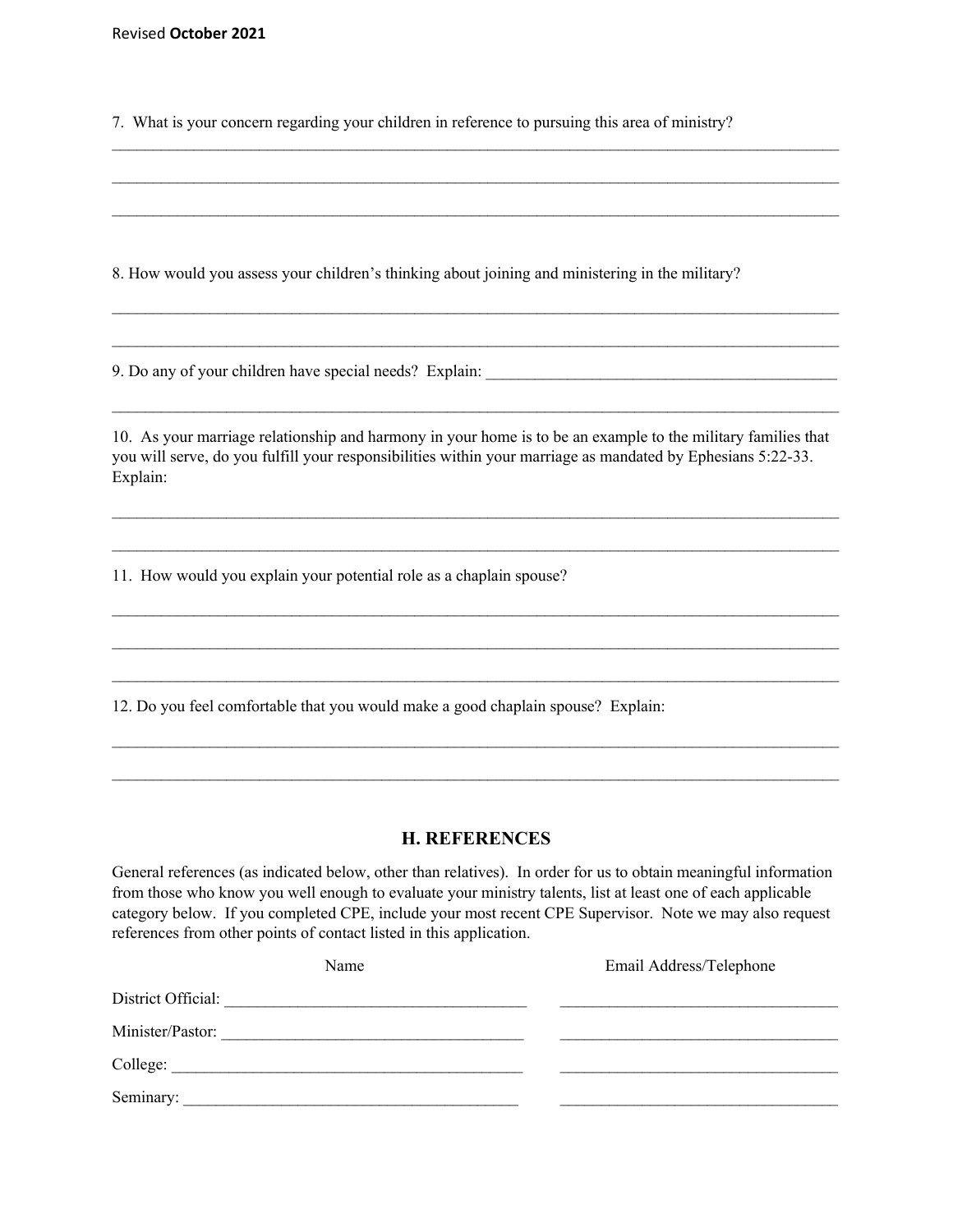7. What is your concern regarding your children in reference to pursuing this area of ministry?

\_\_\_\_\_\_\_\_\_\_\_\_\_\_\_\_\_\_\_\_\_\_\_\_\_\_\_\_\_\_\_\_\_\_\_\_\_\_\_\_\_\_\_\_\_\_\_\_\_\_\_\_\_\_\_\_\_\_\_\_\_\_\_\_\_\_\_\_\_\_\_\_\_\_\_\_\_\_

\_\_\_\_\_\_\_\_\_\_\_\_\_\_\_\_\_\_\_\_\_\_\_\_\_\_\_\_\_\_\_\_\_\_\_\_\_\_\_\_\_\_\_\_\_\_\_\_\_\_\_\_\_\_\_\_\_\_\_\_\_\_\_\_\_\_\_\_\_\_\_\_\_\_\_\_\_\_

\_\_\_\_\_\_\_\_\_\_\_\_\_\_\_\_\_\_\_\_\_\_\_\_\_\_\_\_\_\_\_\_\_\_\_\_\_\_\_\_\_\_\_\_\_\_\_\_\_\_\_\_\_\_\_\_\_\_\_\_\_\_\_\_\_\_\_\_\_\_\_\_\_\_\_\_\_\_

8. How would you assess your children's thinking about joining and ministering in the military?

\_\_\_\_\_\_\_\_\_\_\_\_\_\_\_\_\_\_\_\_\_\_\_\_\_\_\_\_\_\_\_\_\_\_\_\_\_\_\_\_\_\_\_\_\_\_\_\_\_\_\_\_\_\_\_\_\_\_\_\_\_\_\_\_\_\_\_\_\_\_\_\_\_\_\_\_\_\_

\_\_\_\_\_\_\_\_\_\_\_\_\_\_\_\_\_\_\_\_\_\_\_\_\_\_\_\_\_\_\_\_\_\_\_\_\_\_\_\_\_\_\_\_\_\_\_\_\_\_\_\_\_\_\_\_\_\_\_\_\_\_\_\_\_\_\_\_\_\_\_\_\_\_\_\_\_\_

9. Do any of your children have special needs? Explain: \_\_\_\_\_\_\_\_\_\_\_\_\_\_\_\_\_\_\_\_\_\_\_\_\_\_\_\_\_\_\_\_\_\_\_\_\_\_\_\_

\_\_\_\_\_\_\_\_\_\_\_\_\_\_\_\_\_\_\_\_\_\_\_\_\_\_\_\_\_\_\_\_\_\_\_\_\_\_\_\_\_\_\_\_\_\_\_\_\_\_\_\_\_\_\_\_\_\_\_\_\_\_\_\_\_\_\_\_\_\_\_\_\_\_\_\_\_\_

10. As your marriage relationship and harmony in your home is to be an example to the military families that you will serve, do you fulfill your responsibilities within your marriage as mandated by Ephesians 5:22-33. Explain:

\_\_\_\_\_\_\_\_\_\_\_\_\_\_\_\_\_\_\_\_\_\_\_\_\_\_\_\_\_\_\_\_\_\_\_\_\_\_\_\_\_\_\_\_\_\_\_\_\_\_\_\_\_\_\_\_\_\_\_\_\_\_\_\_\_\_\_\_\_\_\_\_\_\_\_\_\_\_

\_\_\_\_\_\_\_\_\_\_\_\_\_\_\_\_\_\_\_\_\_\_\_\_\_\_\_\_\_\_\_\_\_\_\_\_\_\_\_\_\_\_\_\_\_\_\_\_\_\_\_\_\_\_\_\_\_\_\_\_\_\_\_\_\_\_\_\_\_\_\_\_\_\_\_\_\_\_

11. How would you explain your potential role as a chaplain spouse?

\_\_\_\_\_\_\_\_\_\_\_\_\_\_\_\_\_\_\_\_\_\_\_\_\_\_\_\_\_\_\_\_\_\_\_\_\_\_\_\_\_\_\_\_\_\_\_\_\_\_\_\_\_\_\_\_\_\_\_\_\_\_\_\_\_\_\_\_\_\_\_\_\_\_\_\_\_\_

\_\_\_\_\_\_\_\_\_\_\_\_\_\_\_\_\_\_\_\_\_\_\_\_\_\_\_\_\_\_\_\_\_\_\_\_\_\_\_\_\_\_\_\_\_\_\_\_\_\_\_\_\_\_\_\_\_\_\_\_\_\_\_\_\_\_\_\_\_\_\_\_\_\_\_\_\_\_

\_\_\_\_\_\_\_\_\_\_\_\_\_\_\_\_\_\_\_\_\_\_\_\_\_\_\_\_\_\_\_\_\_\_\_\_\_\_\_\_\_\_\_\_\_\_\_\_\_\_\_\_\_\_\_\_\_\_\_\_\_\_\_\_\_\_\_\_\_\_\_\_\_\_\_\_\_\_

12. Do you feel comfortable that you would make a good chaplain spouse? Explain:

\_\_\_\_\_\_\_\_\_\_\_\_\_\_\_\_\_\_\_\_\_\_\_\_\_\_\_\_\_\_\_\_\_\_\_\_\_\_\_\_\_\_\_\_\_\_\_\_\_\_\_\_\_\_\_\_\_\_\_\_\_\_\_\_\_\_\_\_\_\_\_\_\_\_\_\_\_\_

\_\_\_\_\_\_\_\_\_\_\_\_\_\_\_\_\_\_\_\_\_\_\_\_\_\_\_\_\_\_\_\_\_\_\_\_\_\_\_\_\_\_\_\_\_\_\_\_\_\_\_\_\_\_\_\_\_\_\_\_\_\_\_\_\_\_\_\_\_\_\_\_\_\_\_\_\_\_

## H. REFERENCES

General references (as indicated below, other than relatives). In order for us to obtain meaningful information from those who know you well enough to evaluate your ministry talents, list at least one of each applicable category below. If you completed CPE, include your most recent CPE Supervisor. Note we may also request references from other points of contact listed in this application.

| | Name | Email Address/Telephone |
|---|---|---|
| District Official: | | |
| Minister/Pastor: | | |
| College: | | |
| Seminary: | | |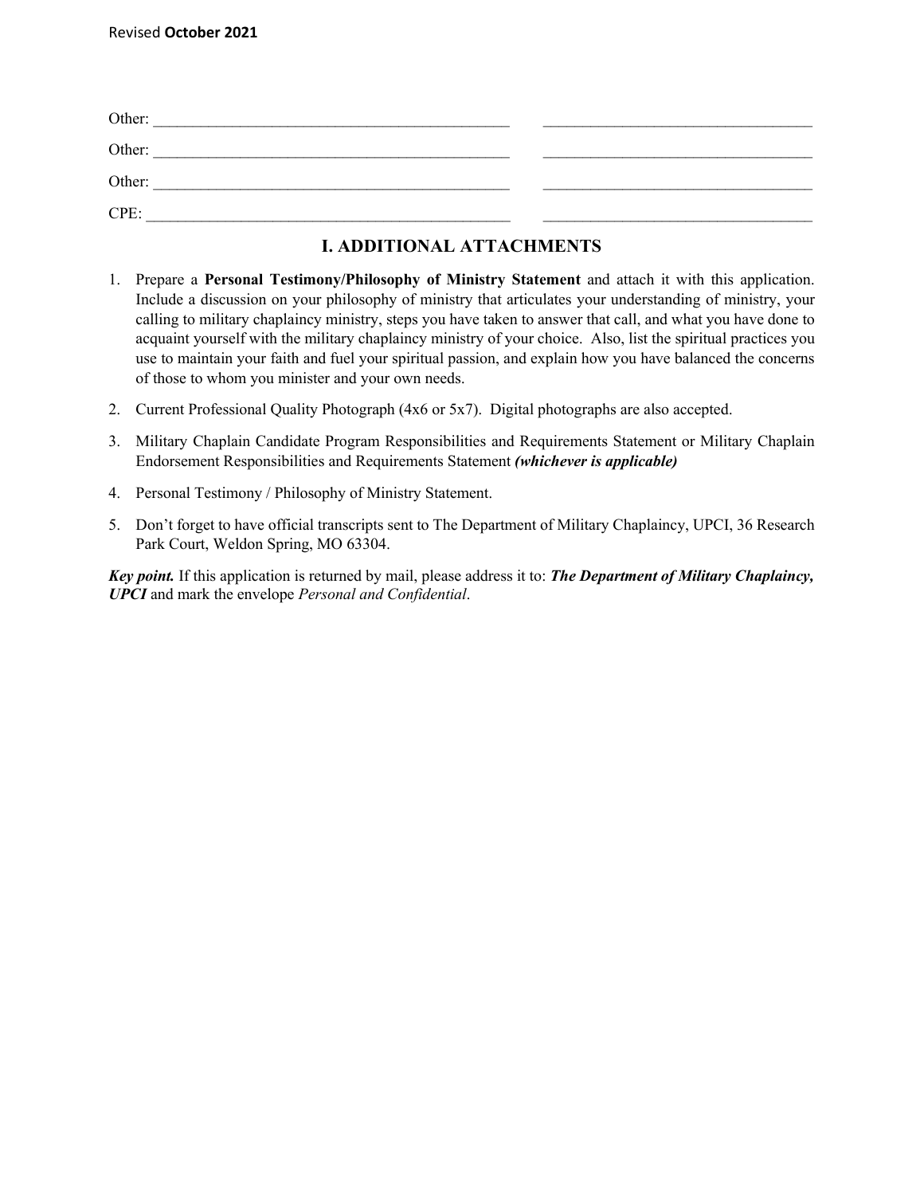Other: ______________________________________________ __________________________________

Other: ______________________________________________ __________________________________

Other: ______________________________________________ __________________________________

CPE: ______________________________________________ __________________________________

## I. ADDITIONAL ATTACHMENTS

1. Prepare a **Personal Testimony/Philosophy of Ministry Statement** and attach it with this application. Include a discussion on your philosophy of ministry that articulates your understanding of ministry, your calling to military chaplaincy ministry, steps you have taken to answer that call, and what you have done to acquaint yourself with the military chaplaincy ministry of your choice. Also, list the spiritual practices you use to maintain your faith and fuel your spiritual passion, and explain how you have balanced the concerns of those to whom you minister and your own needs.
2. Current Professional Quality Photograph (4x6 or 5x7). Digital photographs are also accepted.
3. Military Chaplain Candidate Program Responsibilities and Requirements Statement or Military Chaplain Endorsement Responsibilities and Requirements Statement ***(whichever is applicable)***
4. Personal Testimony / Philosophy of Ministry Statement.
5. Don't forget to have official transcripts sent to The Department of Military Chaplaincy, UPCI, 36 Research Park Court, Weldon Spring, MO 63304.

***Key point.*** If this application is returned by mail, please address it to: ***The Department of Military Chaplaincy, UPCI*** and mark the envelope *Personal and Confidential*.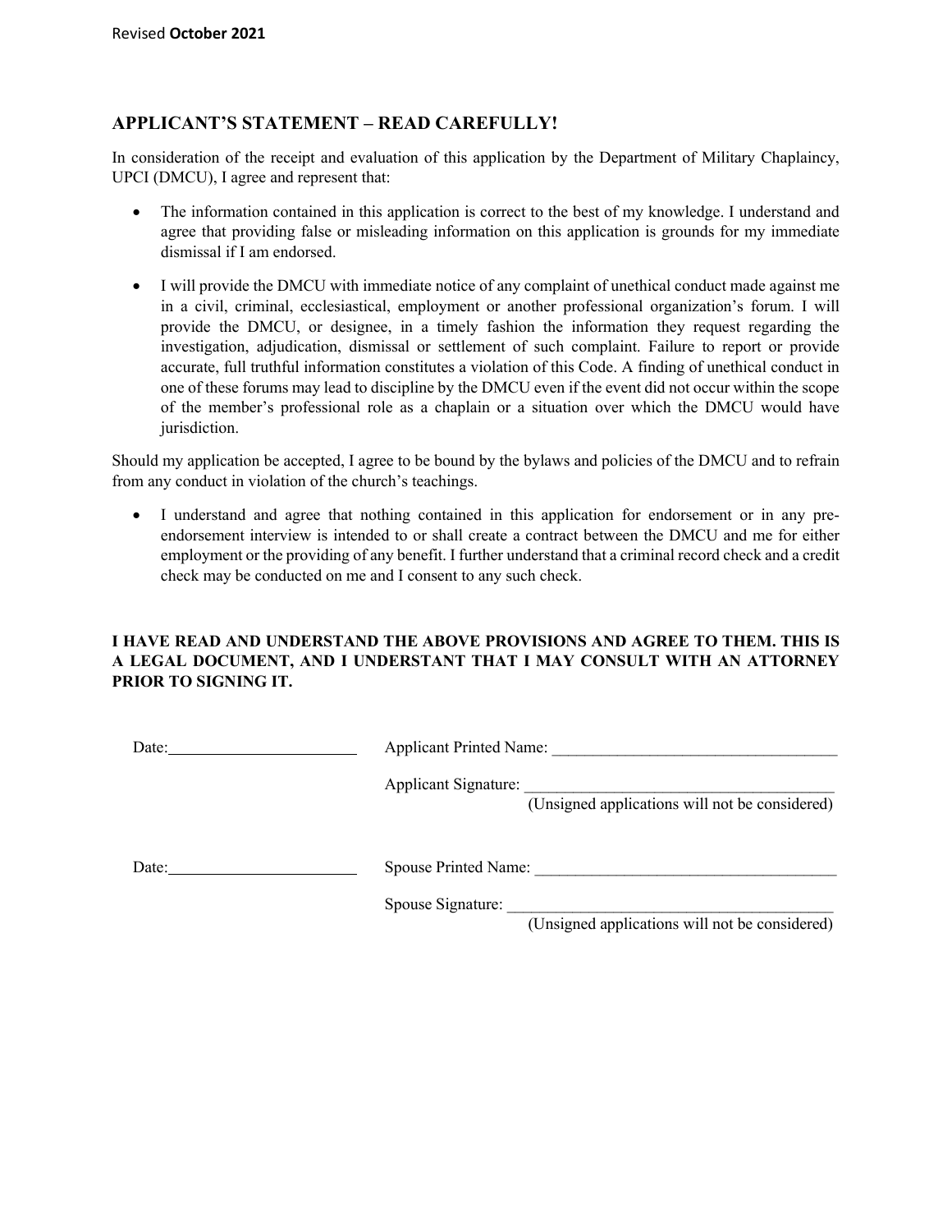## APPLICANT'S STATEMENT – READ CAREFULLY!

In consideration of the receipt and evaluation of this application by the Department of Military Chaplaincy, UPCI (DMCU), I agree and represent that:

- The information contained in this application is correct to the best of my knowledge. I understand and agree that providing false or misleading information on this application is grounds for my immediate dismissal if I am endorsed.

- I will provide the DMCU with immediate notice of any complaint of unethical conduct made against me in a civil, criminal, ecclesiastical, employment or another professional organization's forum. I will provide the DMCU, or designee, in a timely fashion the information they request regarding the investigation, adjudication, dismissal or settlement of such complaint. Failure to report or provide accurate, full truthful information constitutes a violation of this Code. A finding of unethical conduct in one of these forums may lead to discipline by the DMCU even if the event did not occur within the scope of the member's professional role as a chaplain or a situation over which the DMCU would have jurisdiction.

Should my application be accepted, I agree to be bound by the bylaws and policies of the DMCU and to refrain from any conduct in violation of the church's teachings.

- I understand and agree that nothing contained in this application for endorsement or in any pre-endorsement interview is intended to or shall create a contract between the DMCU and me for either employment or the providing of any benefit. I further understand that a criminal record check and a credit check may be conducted on me and I consent to any such check.

**I HAVE READ AND UNDERSTAND THE ABOVE PROVISIONS AND AGREE TO THEM. THIS IS A LEGAL DOCUMENT, AND I UNDERSTANT THAT I MAY CONSULT WITH AN ATTORNEY PRIOR TO SIGNING IT.**

Date:________________________ Applicant Printed Name: ___________________________________

Applicant Signature: ______________________________________
(Unsigned applications will not be considered)

Date:________________________ Spouse Printed Name: _____________________________________

Spouse Signature: _________________________________________
(Unsigned applications will not be considered)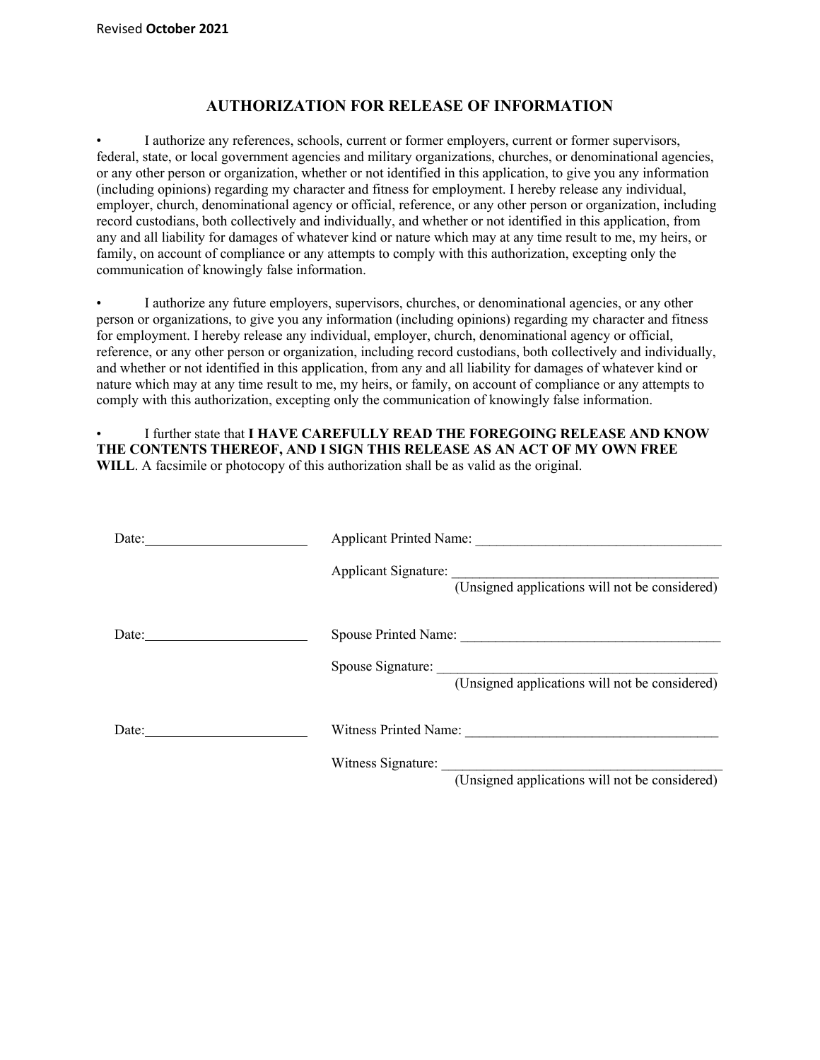Revised **October 2021**

# AUTHORIZATION FOR RELEASE OF INFORMATION

- I authorize any references, schools, current or former employers, current or former supervisors, federal, state, or local government agencies and military organizations, churches, or denominational agencies, or any other person or organization, whether or not identified in this application, to give you any information (including opinions) regarding my character and fitness for employment. I hereby release any individual, employer, church, denominational agency or official, reference, or any other person or organization, including record custodians, both collectively and individually, and whether or not identified in this application, from any and all liability for damages of whatever kind or nature which may at any time result to me, my heirs, or family, on account of compliance or any attempts to comply with this authorization, excepting only the communication of knowingly false information.

- I authorize any future employers, supervisors, churches, or denominational agencies, or any other person or organizations, to give you any information (including opinions) regarding my character and fitness for employment. I hereby release any individual, employer, church, denominational agency or official, reference, or any other person or organization, including record custodians, both collectively and individually, and whether or not identified in this application, from any and all liability for damages of whatever kind or nature which may at any time result to me, my heirs, or family, on account of compliance or any attempts to comply with this authorization, excepting only the communication of knowingly false information.

- I further state that **I HAVE CAREFULLY READ THE FOREGOING RELEASE AND KNOW THE CONTENTS THEREOF, AND I SIGN THIS RELEASE AS AN ACT OF MY OWN FREE WILL**. A facsimile or photocopy of this authorization shall be as valid as the original.

Date:\_\_\_\_\_\_\_\_\_\_\_\_\_\_\_\_\_\_\_\_\_\_ Applicant Printed Name: \_\_\_\_\_\_\_\_\_\_\_\_\_\_\_\_\_\_\_\_\_\_\_\_\_\_\_\_\_\_\_\_\_\_\_

Applicant Signature: \_\_\_\_\_\_\_\_\_\_\_\_\_\_\_\_\_\_\_\_\_\_\_\_\_\_\_\_\_\_\_\_\_\_\_\_\_\_
(Unsigned applications will not be considered)

Date:\_\_\_\_\_\_\_\_\_\_\_\_\_\_\_\_\_\_\_\_\_\_ Spouse Printed Name: \_\_\_\_\_\_\_\_\_\_\_\_\_\_\_\_\_\_\_\_\_\_\_\_\_\_\_\_\_\_\_\_\_\_\_\_\_

Spouse Signature: \_\_\_\_\_\_\_\_\_\_\_\_\_\_\_\_\_\_\_\_\_\_\_\_\_\_\_\_\_\_\_\_\_\_\_\_\_\_\_\_\_
(Unsigned applications will not be considered)

Date:\_\_\_\_\_\_\_\_\_\_\_\_\_\_\_\_\_\_\_\_\_\_ Witness Printed Name: \_\_\_\_\_\_\_\_\_\_\_\_\_\_\_\_\_\_\_\_\_\_\_\_\_\_\_\_\_\_\_\_\_\_\_\_

Witness Signature: \_\_\_\_\_\_\_\_\_\_\_\_\_\_\_\_\_\_\_\_\_\_\_\_\_\_\_\_\_\_\_\_\_\_\_\_\_\_\_\_\_
(Unsigned applications will not be considered)